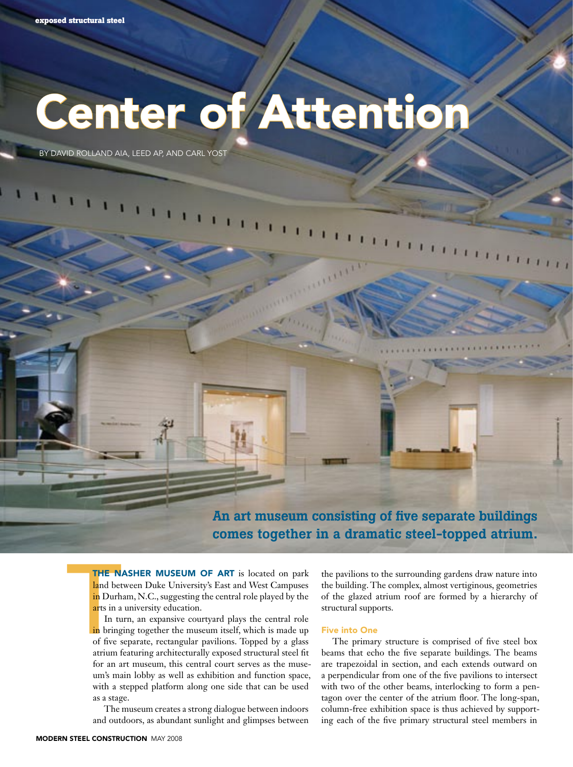# Center of Attention

BY DAVID ROLLAND AIA, LEED AP, AND CARL YOST

**An art museum consisting of five separate buildings comes together in a dramatic steel-topped atrium.**

**THE NASHER MUSEUM OF ART** is located on park land between Duke University's East and West Campuses in Durham, N.C., suggesting the central role played by the arts in a university education.

In turn, an expansive courtyard plays the central role in bringing together the museum itself, which is made up of five separate, rectangular pavilions. Topped by a glass atrium featuring architecturally exposed structural steel fit for an art museum, this central court serves as the museum's main lobby as well as exhibition and function space, with a stepped platform along one side that can be used as a stage.

The museum creates a strong dialogue between indoors and outdoors, as abundant sunlight and glimpses between the pavilions to the surrounding gardens draw nature into the building. The complex, almost vertiginous, geometries of the glazed atrium roof are formed by a hierarchy of structural supports.

### Five into One

The primary structure is comprised of five steel box beams that echo the five separate buildings. The beams are trapezoidal in section, and each extends outward on a perpendicular from one of the five pavilions to intersect with two of the other beams, interlocking to form a pentagon over the center of the atrium floor. The long-span, column-free exhibition space is thus achieved by supporting each of the five primary structural steel members in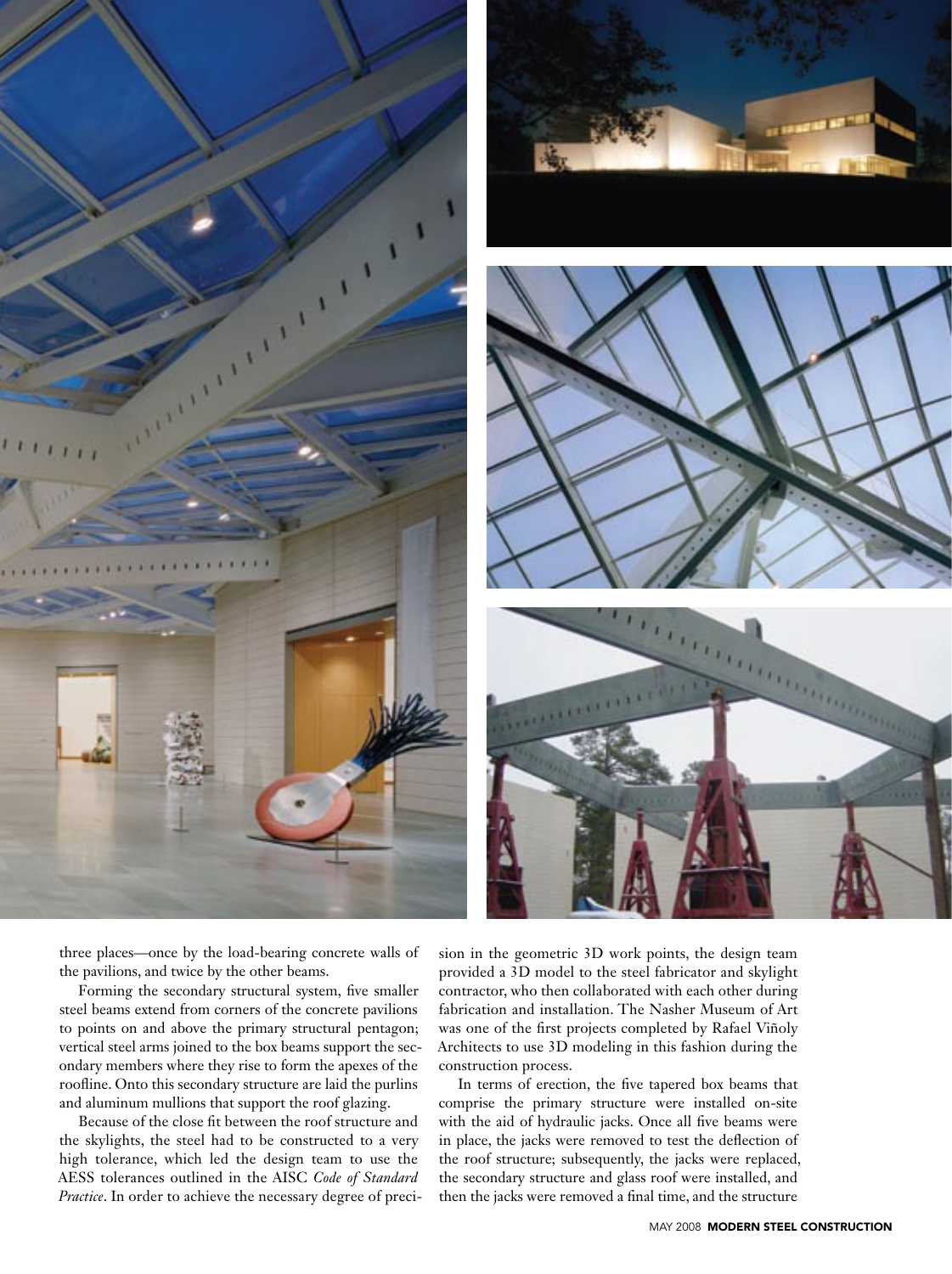three places—once by the load-bearing concrete walls of the pavilions, and twice by the other beams.

Forming the secondary structural system, five smaller steel beams extend from corners of the concrete pavilions to points on and above the primary structural pentagon; vertical steel arms joined to the box beams support the secondary members where they rise to form the apexes of the roofline. Onto this secondary structure are laid the purlins and aluminum mullions that support the roof glazing.

Because of the close fit between the roof structure and the skylights, the steel had to be constructed to a very high tolerance, which led the design team to use the AESS tolerances outlined in the AISC *Code of Standard Practice*. In order to achieve the necessary degree of precision in the geometric 3D work points, the design team provided a 3D model to the steel fabricator and skylight contractor, who then collaborated with each other during fabrication and installation. The Nasher Museum of Art was one of the first projects completed by Rafael Viñoly Architects to use 3D modeling in this fashion during the construction process.

In terms of erection, the five tapered box beams that comprise the primary structure were installed on-site with the aid of hydraulic jacks. Once all five beams were in place, the jacks were removed to test the deflection of the roof structure; subsequently, the jacks were replaced, the secondary structure and glass roof were installed, and then the jacks were removed a final time, and the structure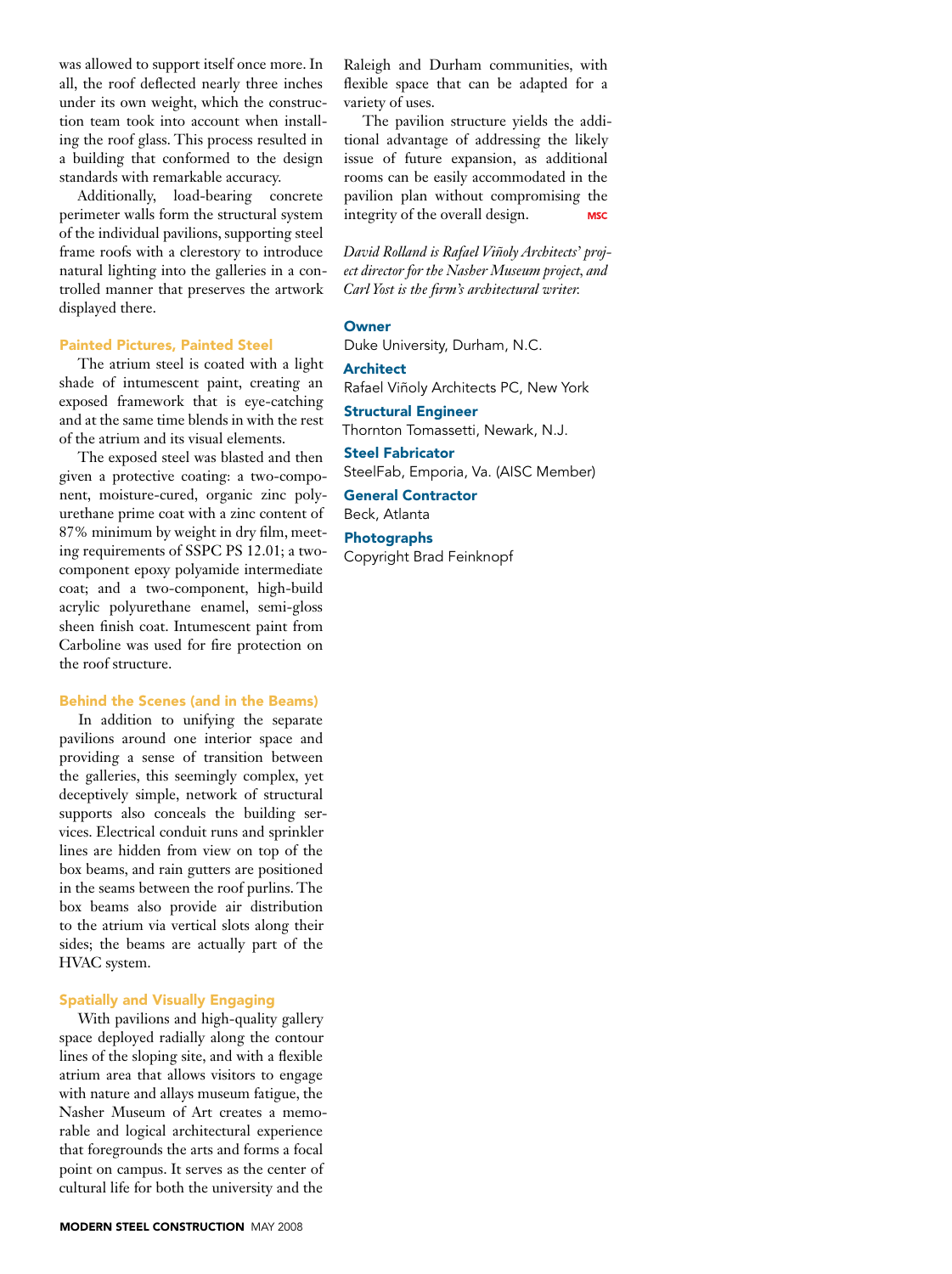was allowed to support itself once more. In all, the roof deflected nearly three inches under its own weight, which the construction team took into account when installing the roof glass. This process resulted in a building that conformed to the design standards with remarkable accuracy.

Additionally, load-bearing concrete perimeter walls form the structural system of the individual pavilions, supporting steel frame roofs with a clerestory to introduce natural lighting into the galleries in a controlled manner that preserves the artwork displayed there.

### Painted Pictures, Painted Steel

The atrium steel is coated with a light shade of intumescent paint, creating an exposed framework that is eye-catching and at the same time blends in with the rest of the atrium and its visual elements.

The exposed steel was blasted and then given a protective coating: a two-component, moisture-cured, organic zinc polyurethane prime coat with a zinc content of 87% minimum by weight in dry film, meeting requirements of SSPC PS 12.01; a two-component epoxy polyamide intermediate coat; and a two-component, high-build acrylic polyurethane enamel, semi-gloss sheen finish coat. Intumescent paint from Carboline was used for fire protection on the roof structure.

### Behind the Scenes (and in the Beams)

In addition to unifying the separate pavilions around one interior space and providing a sense of transition between the galleries, this seemingly complex, yet deceptively simple, network of structural supports also conceals the building services. Electrical conduit runs and sprinkler lines are hidden from view on top of the box beams, and rain gutters are positioned in the seams between the roof purlins. The box beams also provide air distribution to the atrium via vertical slots along their sides; the beams are actually part of the HVAC system.

### Spatially and Visually Engaging

With pavilions and high-quality gallery space deployed radially along the contour lines of the sloping site, and with a flexible atrium area that allows visitors to engage with nature and allays museum fatigue, the Nasher Museum of Art creates a memorable and logical architectural experience that foregrounds the arts and forms a focal point on campus. It serves as the center of cultural life for both the university and the Raleigh and Durham communities, with flexible space that can be adapted for a variety of uses.

The pavilion structure yields the additional advantage of addressing the likely issue of future expansion, as additional rooms can be easily accommodated in the pavilion plan without compromising the integrity of the overall design. MSC

*David Rolland is Rafael Viñoly Architects' project director for the Nasher Museum project, and Carl Yost is the firm's architectural writer.*

**Owner**
Duke University, Durham, N.C.

**Architect**
Rafael Viñoly Architects PC, New York

**Structural Engineer**
Thornton Tomassetti, Newark, N.J.

**Steel Fabricator**
SteelFab, Emporia, Va. (AISC Member)

**General Contractor**
Beck, Atlanta

**Photographs**
Copyright Brad Feinknopf